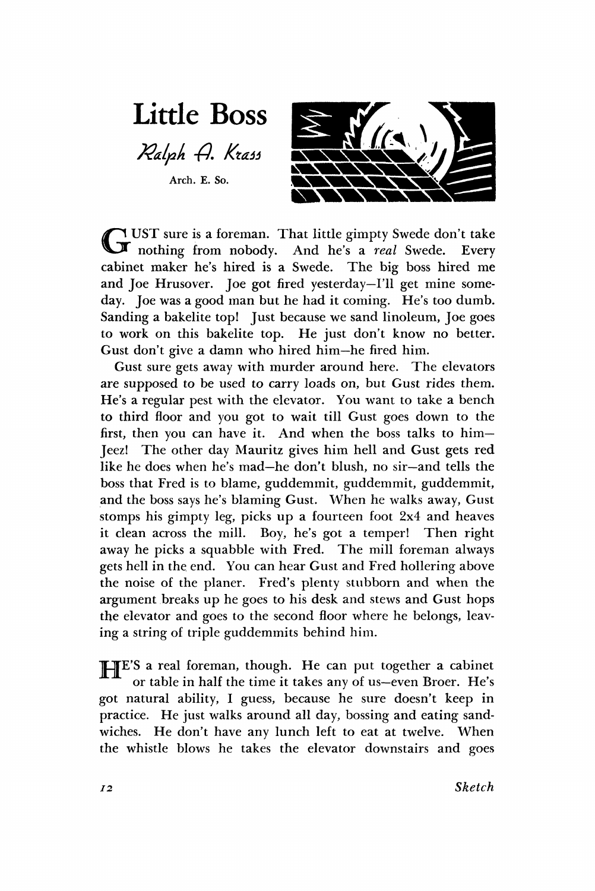# Little Boss

*Ralph A. Krass*

Arch. E. So.

GUST sure is a foreman. That little gimpty Swede don't take nothing from nobody. And he's a *real* Swede. Every cabinet maker he's hired is a Swede. The big boss hired me and Joe Hrusover. Joe got fired yesterday—I'll get mine someday. Joe was a good man but he had it coming. He's too dumb. Sanding a bakelite top! Just because we sand linoleum, Joe goes to work on this bakelite top. He just don't know no better. Gust don't give a damn who hired him—he fired him.

Gust sure gets away with murder around here. The elevators are supposed to be used to carry loads on, but Gust rides them. He's a regular pest with the elevator. You want to take a bench to third floor and you got to wait till Gust goes down to the first, then you can have it. And when the boss talks to him—Jeez! The other day Mauritz gives him hell and Gust gets red like he does when he's mad—he don't blush, no sir—and tells the boss that Fred is to blame, guddemmit, guddemmit, guddemmit, and the boss says he's blaming Gust. When he walks away, Gust stomps his gimpty leg, picks up a fourteen foot 2x4 and heaves it clean across the mill. Boy, he's got a temper! Then right away he picks a squabble with Fred. The mill foreman always gets hell in the end. You can hear Gust and Fred hollering above the noise of the planer. Fred's plenty stubborn and when the argument breaks up he goes to his desk and stews and Gust hops the elevator and goes to the second floor where he belongs, leaving a string of triple guddemmits behind him.

HE'S a real foreman, though. He can put together a cabinet or table in half the time it takes any of us—even Broer. He's got natural ability, I guess, because he sure doesn't keep in practice. He just walks around all day, bossing and eating sandwiches. He don't have any lunch left to eat at twelve. When the whistle blows he takes the elevator downstairs and goes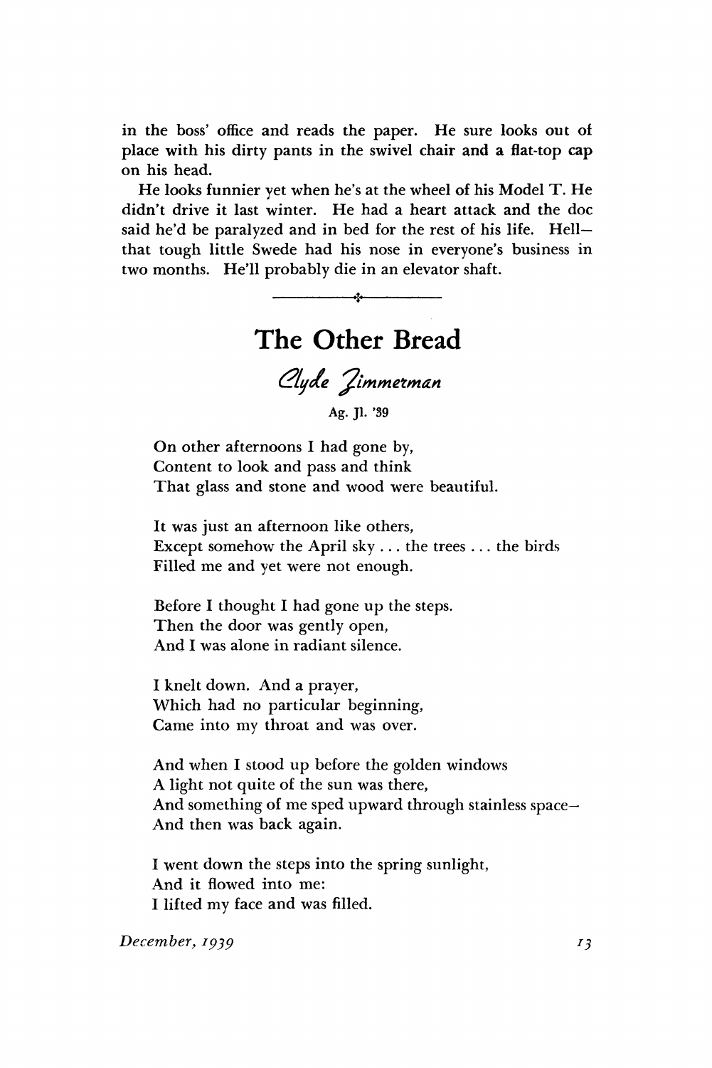in the boss' office and reads the paper. He sure looks out of place with his dirty pants in the swivel chair and a flat-top cap on his head.

He looks funnier yet when he's at the wheel of his Model T. He didn't drive it last winter. He had a heart attack and the doc said he'd be paralyzed and in bed for the rest of his life. Hell—that tough little Swede had his nose in everyone's business in two months. He'll probably die in an elevator shaft.

---

# The Other Bread

*Clyde Zimmerman*

Ag. Jl. '39

On other afternoons I had gone by,
Content to look and pass and think
That glass and stone and wood were beautiful.

It was just an afternoon like others,
Except somehow the April sky . . . the trees . . . the birds
Filled me and yet were not enough.

Before I thought I had gone up the steps.
Then the door was gently open,
And I was alone in radiant silence.

I knelt down. And a prayer,
Which had no particular beginning,
Came into my throat and was over.

And when I stood up before the golden windows
A light not quite of the sun was there,
And something of me sped upward through stainless space—
And then was back again.

I went down the steps into the spring sunlight,
And it flowed into me:
I lifted my face and was filled.